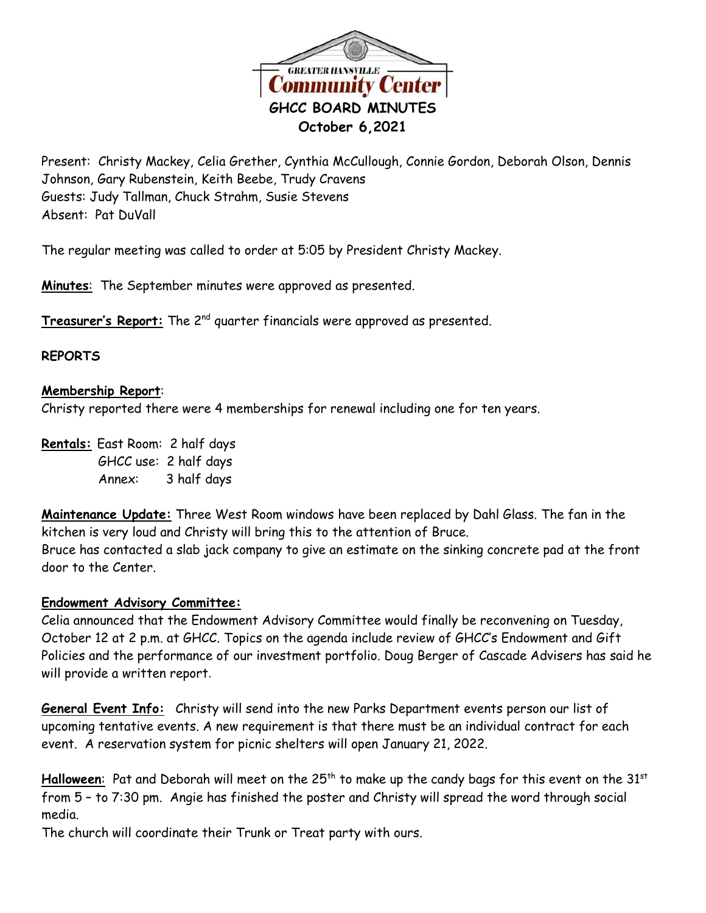# GHCC BOARD MINUTES

## October 6,2021

Present: Christy Mackey, Celia Grether, Cynthia McCullough, Connie Gordon, Deborah Olson, Dennis Johnson, Gary Rubenstein, Keith Beebe, Trudy Cravens
Guests: Judy Tallman, Chuck Strahm, Susie Stevens
Absent: Pat DuVall

The regular meeting was called to order at 5:05 by President Christy Mackey.

**Minutes**: The September minutes were approved as presented.

**Treasurer's Report:** The 2nd quarter financials were approved as presented.

**REPORTS**

**Membership Report**:
Christy reported there were 4 memberships for renewal including one for ten years.

**Rentals:** East Room: 2 half days
GHCC use: 2 half days
Annex: 3 half days

**Maintenance Update:** Three West Room windows have been replaced by Dahl Glass. The fan in the kitchen is very loud and Christy will bring this to the attention of Bruce.
Bruce has contacted a slab jack company to give an estimate on the sinking concrete pad at the front door to the Center.

**Endowment Advisory Committee:**
Celia announced that the Endowment Advisory Committee would finally be reconvening on Tuesday, October 12 at 2 p.m. at GHCC. Topics on the agenda include review of GHCC's Endowment and Gift Policies and the performance of our investment portfolio. Doug Berger of Cascade Advisers has said he will provide a written report.

**General Event Info:** Christy will send into the new Parks Department events person our list of upcoming tentative events. A new requirement is that there must be an individual contract for each event. A reservation system for picnic shelters will open January 21, 2022.

**Halloween**: Pat and Deborah will meet on the 25th to make up the candy bags for this event on the 31st from 5 – to 7:30 pm. Angie has finished the poster and Christy will spread the word through social media.
The church will coordinate their Trunk or Treat party with ours.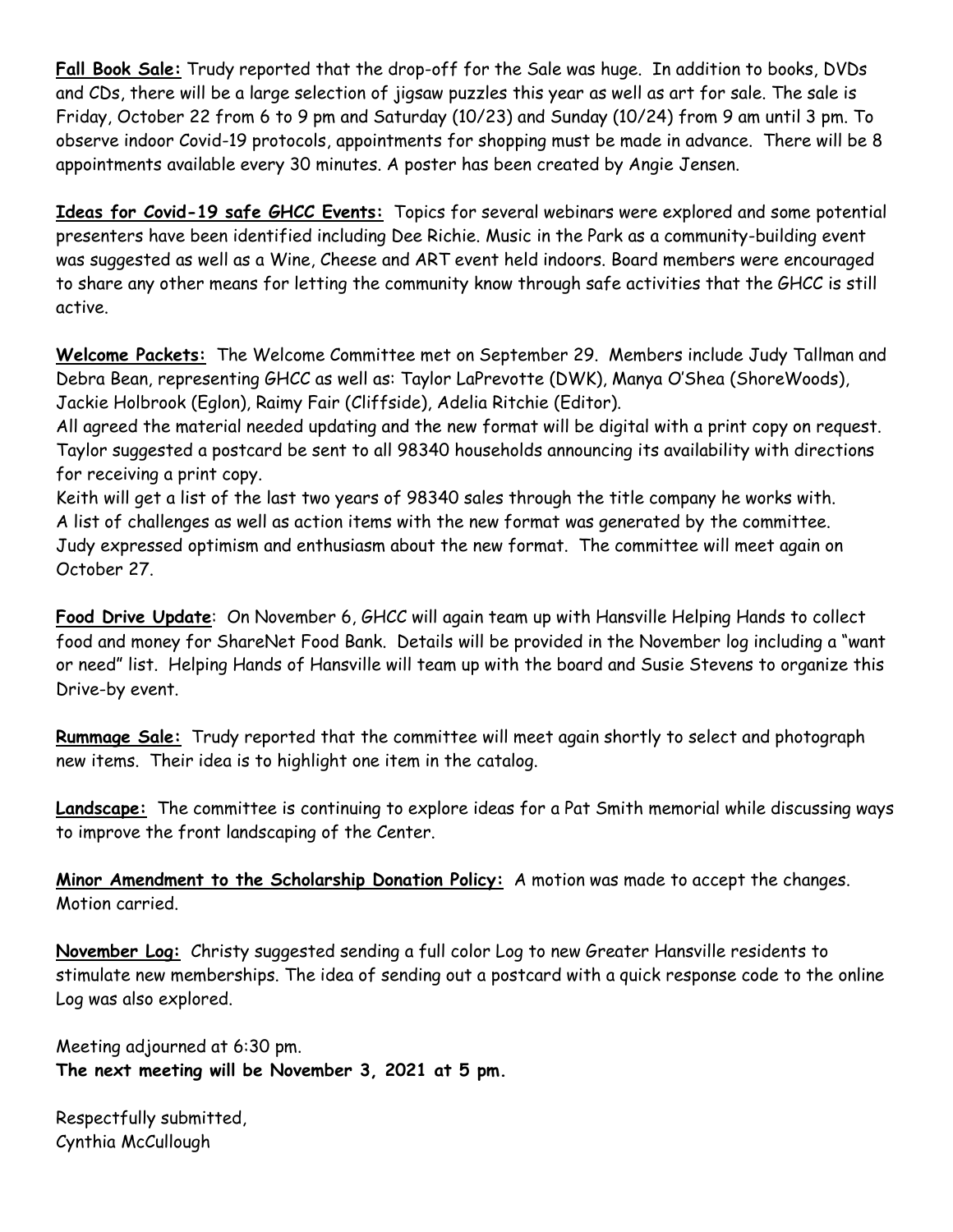**<u>Fall Book Sale:</u>** Trudy reported that the drop-off for the Sale was huge. In addition to books, DVDs and CDs, there will be a large selection of jigsaw puzzles this year as well as art for sale. The sale is Friday, October 22 from 6 to 9 pm and Saturday (10/23) and Sunday (10/24) from 9 am until 3 pm. To observe indoor Covid-19 protocols, appointments for shopping must be made in advance. There will be 8 appointments available every 30 minutes. A poster has been created by Angie Jensen.

**<u>Ideas for Covid-19 safe GHCC Events:</u>** Topics for several webinars were explored and some potential presenters have been identified including Dee Richie. Music in the Park as a community-building event was suggested as well as a Wine, Cheese and ART event held indoors. Board members were encouraged to share any other means for letting the community know through safe activities that the GHCC is still active.

**<u>Welcome Packets:</u>** The Welcome Committee met on September 29. Members include Judy Tallman and Debra Bean, representing GHCC as well as: Taylor LaPrevotte (DWK), Manya O'Shea (ShoreWoods), Jackie Holbrook (Eglon), Raimy Fair (Cliffside), Adelia Ritchie (Editor).

All agreed the material needed updating and the new format will be digital with a print copy on request. Taylor suggested a postcard be sent to all 98340 households announcing its availability with directions for receiving a print copy.

Keith will get a list of the last two years of 98340 sales through the title company he works with.

A list of challenges as well as action items with the new format was generated by the committee.

Judy expressed optimism and enthusiasm about the new format. The committee will meet again on October 27.

**<u>Food Drive Update</u>**: On November 6, GHCC will again team up with Hansville Helping Hands to collect food and money for ShareNet Food Bank. Details will be provided in the November log including a "want or need" list. Helping Hands of Hansville will team up with the board and Susie Stevens to organize this Drive-by event.

**<u>Rummage Sale:</u>** Trudy reported that the committee will meet again shortly to select and photograph new items. Their idea is to highlight one item in the catalog.

**<u>Landscape:</u>** The committee is continuing to explore ideas for a Pat Smith memorial while discussing ways to improve the front landscaping of the Center.

**<u>Minor Amendment to the Scholarship Donation Policy:</u>** A motion was made to accept the changes. Motion carried.

**<u>November Log:</u>** Christy suggested sending a full color Log to new Greater Hansville residents to stimulate new memberships. The idea of sending out a postcard with a quick response code to the online Log was also explored.

Meeting adjourned at 6:30 pm.
**The next meeting will be November 3, 2021 at 5 pm.**

Respectfully submitted,
Cynthia McCullough